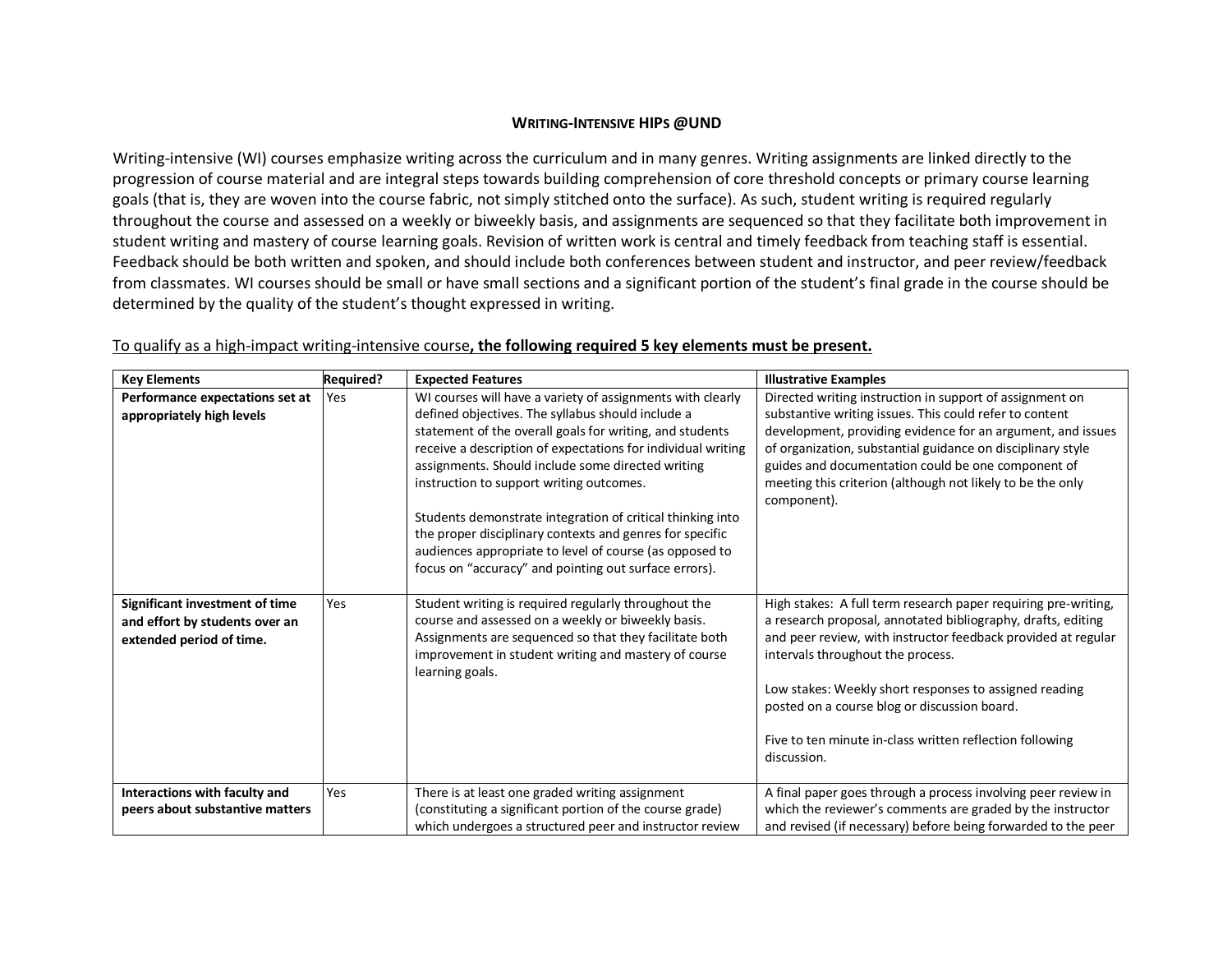# WRITING-INTENSIVE HIPS @UND

Writing-intensive (WI) courses emphasize writing across the curriculum and in many genres. Writing assignments are linked directly to the progression of course material and are integral steps towards building comprehension of core threshold concepts or primary course learning goals (that is, they are woven into the course fabric, not simply stitched onto the surface). As such, student writing is required regularly throughout the course and assessed on a weekly or biweekly basis, and assignments are sequenced so that they facilitate both improvement in student writing and mastery of course learning goals. Revision of written work is central and timely feedback from teaching staff is essential. Feedback should be both written and spoken, and should include both conferences between student and instructor, and peer review/feedback from classmates. WI courses should be small or have small sections and a significant portion of the student's final grade in the course should be determined by the quality of the student's thought expressed in writing.

To qualify as a high-impact writing-intensive course**, the following required 5 key elements must be present.**

| Key Elements | Required? | Expected Features | Illustrative Examples |
|---|---|---|---|
| **Performance expectations set at appropriately high levels** | Yes | WI courses will have a variety of assignments with clearly defined objectives. The syllabus should include a statement of the overall goals for writing, and students receive a description of expectations for individual writing assignments. Should include some directed writing instruction to support writing outcomes.<br><br>Students demonstrate integration of critical thinking into the proper disciplinary contexts and genres for specific audiences appropriate to level of course (as opposed to focus on "accuracy" and pointing out surface errors). | Directed writing instruction in support of assignment on substantive writing issues. This could refer to content development, providing evidence for an argument, and issues of organization, substantial guidance on disciplinary style guides and documentation could be one component of meeting this criterion (although not likely to be the only component). |
| **Significant investment of time and effort by students over an extended period of time.** | Yes | Student writing is required regularly throughout the course and assessed on a weekly or biweekly basis. Assignments are sequenced so that they facilitate both improvement in student writing and mastery of course learning goals. | High stakes: A full term research paper requiring pre-writing, a research proposal, annotated bibliography, drafts, editing and peer review, with instructor feedback provided at regular intervals throughout the process.<br><br>Low stakes: Weekly short responses to assigned reading posted on a course blog or discussion board.<br><br>Five to ten minute in-class written reflection following discussion. |
| **Interactions with faculty and peers about substantive matters** | Yes | There is at least one graded writing assignment (constituting a significant portion of the course grade) which undergoes a structured peer and instructor review | A final paper goes through a process involving peer review in which the reviewer's comments are graded by the instructor and revised (if necessary) before being forwarded to the peer |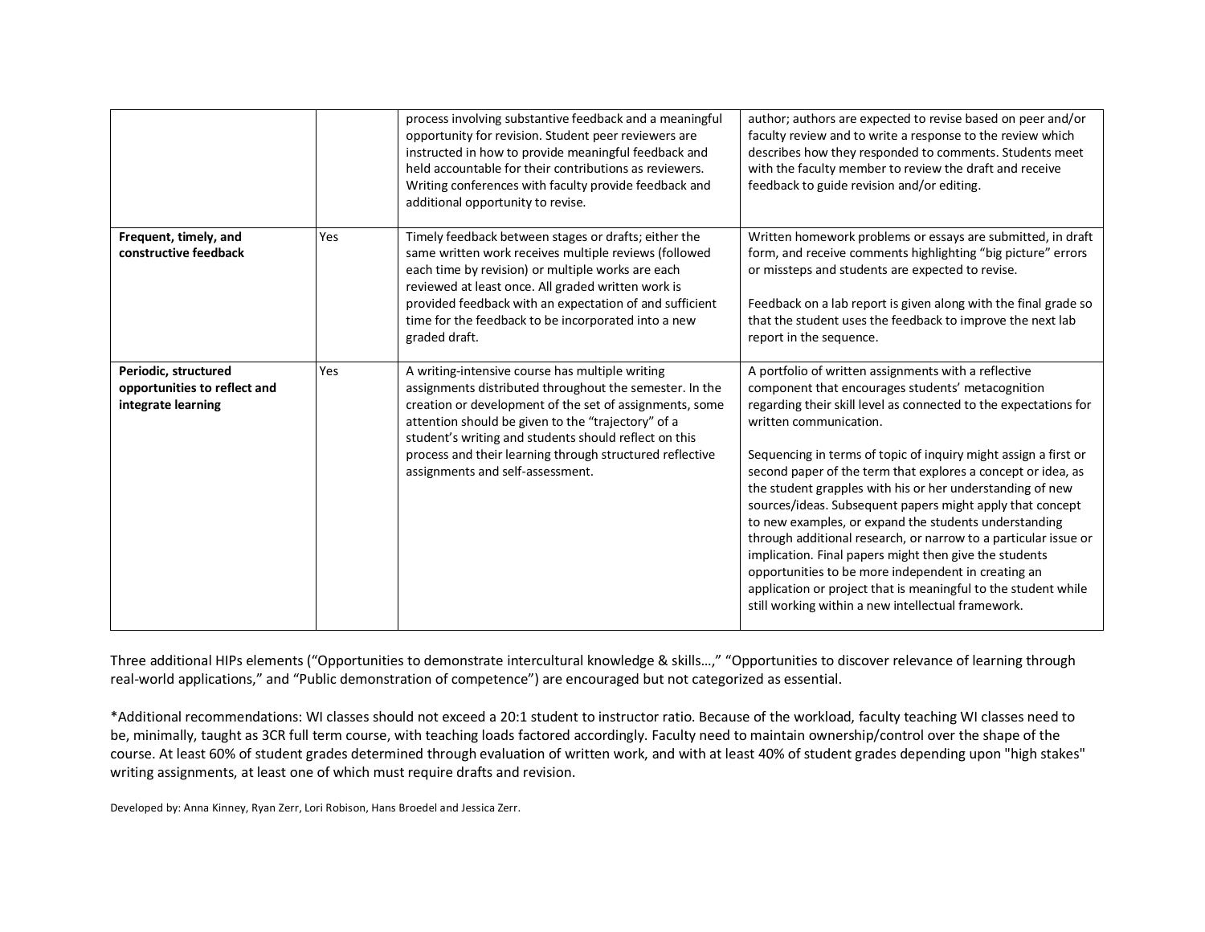| | | | |
|---|---|---|---|
| | | process involving substantive feedback and a meaningful opportunity for revision. Student peer reviewers are instructed in how to provide meaningful feedback and held accountable for their contributions as reviewers. Writing conferences with faculty provide feedback and additional opportunity to revise. | author; authors are expected to revise based on peer and/or faculty review and to write a response to the review which describes how they responded to comments. Students meet with the faculty member to review the draft and receive feedback to guide revision and/or editing. |
| **Frequent, timely, and constructive feedback** | Yes | Timely feedback between stages or drafts; either the same written work receives multiple reviews (followed each time by revision) or multiple works are each reviewed at least once. All graded written work is provided feedback with an expectation of and sufficient time for the feedback to be incorporated into a new graded draft. | Written homework problems or essays are submitted, in draft form, and receive comments highlighting "big picture" errors or missteps and students are expected to revise.<br><br>Feedback on a lab report is given along with the final grade so that the student uses the feedback to improve the next lab report in the sequence. |
| **Periodic, structured opportunities to reflect and integrate learning** | Yes | A writing-intensive course has multiple writing assignments distributed throughout the semester. In the creation or development of the set of assignments, some attention should be given to the "trajectory" of a student's writing and students should reflect on this process and their learning through structured reflective assignments and self-assessment. | A portfolio of written assignments with a reflective component that encourages students' metacognition regarding their skill level as connected to the expectations for written communication.<br><br>Sequencing in terms of topic of inquiry might assign a first or second paper of the term that explores a concept or idea, as the student grapples with his or her understanding of new sources/ideas. Subsequent papers might apply that concept to new examples, or expand the students understanding through additional research, or narrow to a particular issue or implication. Final papers might then give the students opportunities to be more independent in creating an application or project that is meaningful to the student while still working within a new intellectual framework. |

Three additional HIPs elements ("Opportunities to demonstrate intercultural knowledge & skills…," "Opportunities to discover relevance of learning through real-world applications," and "Public demonstration of competence") are encouraged but not categorized as essential.

*Additional recommendations: WI classes should not exceed a 20:1 student to instructor ratio. Because of the workload, faculty teaching WI classes need to be, minimally, taught as 3CR full term course, with teaching loads factored accordingly. Faculty need to maintain ownership/control over the shape of the course. At least 60% of student grades determined through evaluation of written work, and with at least 40% of student grades depending upon "high stakes" writing assignments, at least one of which must require drafts and revision.

Developed by: Anna Kinney, Ryan Zerr, Lori Robison, Hans Broedel and Jessica Zerr.